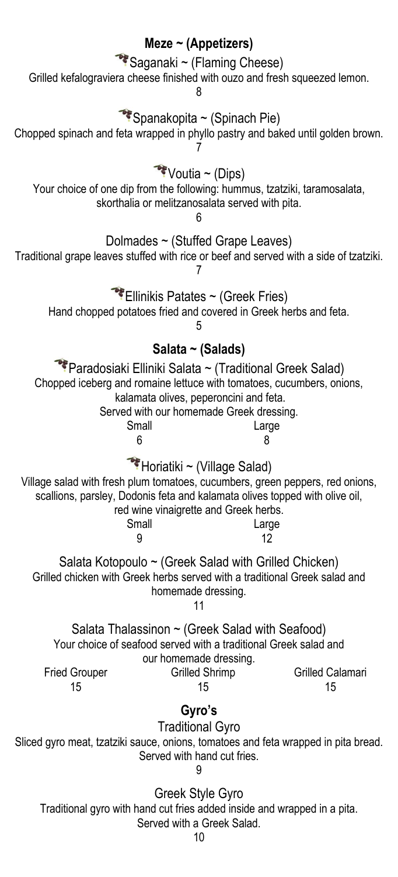## Meze ~ (Appetizers)

### Saganaki ~ (Flaming Cheese)

Grilled kefalograviera cheese finished with ouzo and fresh squeezed lemon.

8

### Spanakopita ~ (Spinach Pie)

Chopped spinach and feta wrapped in phyllo pastry and baked until golden brown.

7

### Voutia ~ (Dips)

Your choice of one dip from the following: hummus, tzatziki, taramosalata, skorthalia or melitzanosalata served with pita.

6

### Dolmades ~ (Stuffed Grape Leaves)

Traditional grape leaves stuffed with rice or beef and served with a side of tzatziki.

7

### Ellinikis Patates ~ (Greek Fries)

Hand chopped potatoes fried and covered in Greek herbs and feta.

5

## Salata ~ (Salads)

### Paradosiaki Elliniki Salata ~ (Traditional Greek Salad)

Chopped iceberg and romaine lettuce with tomatoes, cucumbers, onions, kalamata olives, peperoncini and feta.

Served with our homemade Greek dressing.

| Small | Large |
|---|---|
| 6 | 8 |

### Horiatiki ~ (Village Salad)

Village salad with fresh plum tomatoes, cucumbers, green peppers, red onions, scallions, parsley, Dodonis feta and kalamata olives topped with olive oil, red wine vinaigrette and Greek herbs.

| Small | Large |
|---|---|
| 9 | 12 |

### Salata Kotopoulo ~ (Greek Salad with Grilled Chicken)

Grilled chicken with Greek herbs served with a traditional Greek salad and homemade dressing.

11

### Salata Thalassinon ~ (Greek Salad with Seafood)

Your choice of seafood served with a traditional Greek salad and our homemade dressing.

| Fried Grouper | Grilled Shrimp | Grilled Calamari |
|---|---|---|
| 15 | 15 | 15 |

## Gyro's

### Traditional Gyro

Sliced gyro meat, tzatziki sauce, onions, tomatoes and feta wrapped in pita bread. Served with hand cut fries.

9

### Greek Style Gyro

Traditional gyro with hand cut fries added inside and wrapped in a pita. Served with a Greek Salad.

10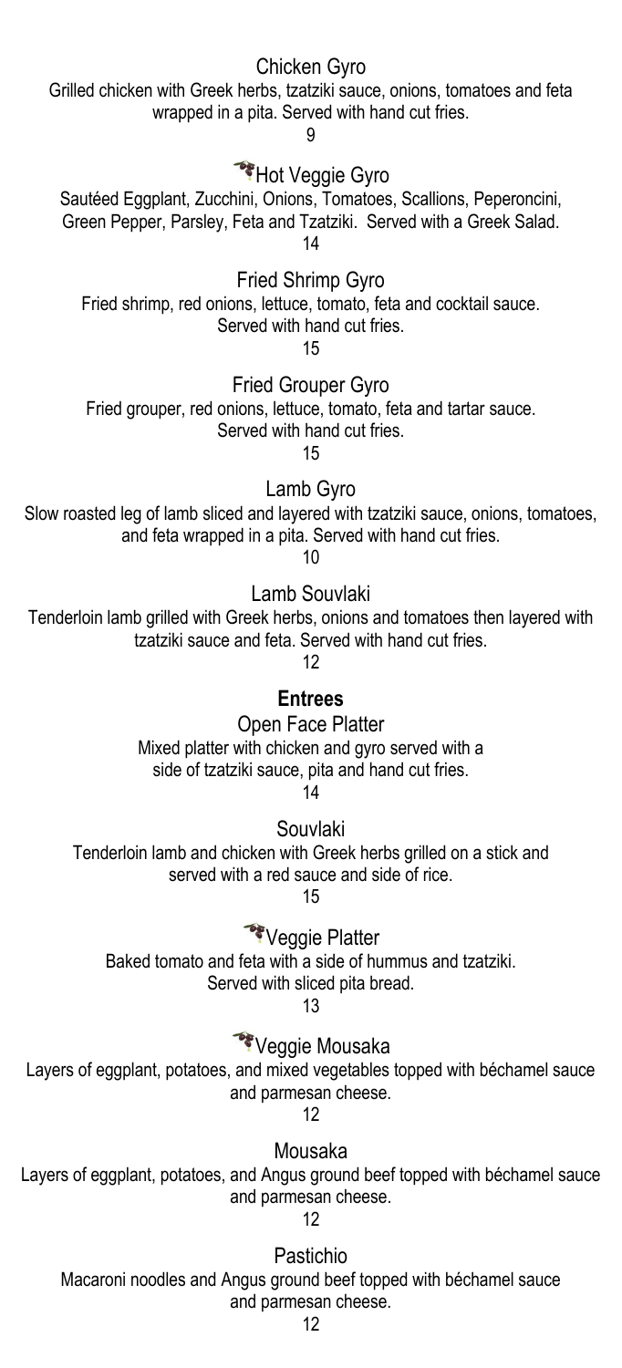### Chicken Gyro

Grilled chicken with Greek herbs, tzatziki sauce, onions, tomatoes and feta wrapped in a pita. Served with hand cut fries.

9

### Hot Veggie Gyro

Sautéed Eggplant, Zucchini, Onions, Tomatoes, Scallions, Peperoncini, Green Pepper, Parsley, Feta and Tzatziki. Served with a Greek Salad.

14

### Fried Shrimp Gyro

Fried shrimp, red onions, lettuce, tomato, feta and cocktail sauce. Served with hand cut fries.

15

### Fried Grouper Gyro

Fried grouper, red onions, lettuce, tomato, feta and tartar sauce. Served with hand cut fries.

15

### Lamb Gyro

Slow roasted leg of lamb sliced and layered with tzatziki sauce, onions, tomatoes, and feta wrapped in a pita. Served with hand cut fries.

10

### Lamb Souvlaki

Tenderloin lamb grilled with Greek herbs, onions and tomatoes then layered with tzatziki sauce and feta. Served with hand cut fries.

12

## **Entrees**

### Open Face Platter

Mixed platter with chicken and gyro served with a side of tzatziki sauce, pita and hand cut fries.

14

### Souvlaki

Tenderloin lamb and chicken with Greek herbs grilled on a stick and served with a red sauce and side of rice.

15

### Veggie Platter

Baked tomato and feta with a side of hummus and tzatziki. Served with sliced pita bread.

13

### Veggie Mousaka

Layers of eggplant, potatoes, and mixed vegetables topped with béchamel sauce and parmesan cheese.

12

### Mousaka

Layers of eggplant, potatoes, and Angus ground beef topped with béchamel sauce and parmesan cheese.

12

### Pastichio

Macaroni noodles and Angus ground beef topped with béchamel sauce and parmesan cheese.

12